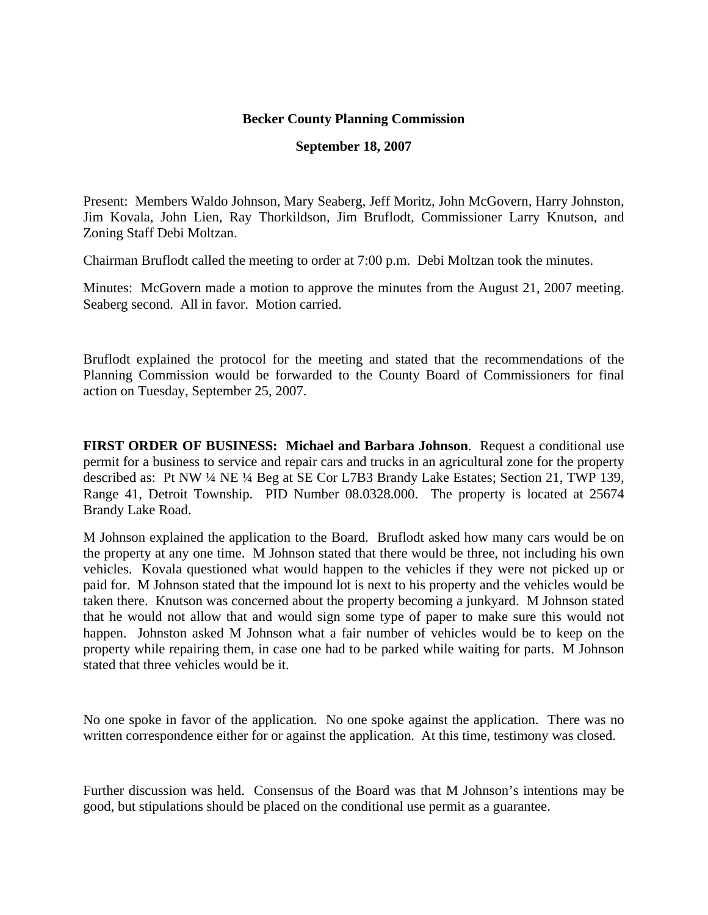# Becker County Planning Commission

## September 18, 2007

Present: Members Waldo Johnson, Mary Seaberg, Jeff Moritz, John McGovern, Harry Johnston, Jim Kovala, John Lien, Ray Thorkildson, Jim Bruflodt, Commissioner Larry Knutson, and Zoning Staff Debi Moltzan.

Chairman Bruflodt called the meeting to order at 7:00 p.m. Debi Moltzan took the minutes.

Minutes: McGovern made a motion to approve the minutes from the August 21, 2007 meeting. Seaberg second. All in favor. Motion carried.

Bruflodt explained the protocol for the meeting and stated that the recommendations of the Planning Commission would be forwarded to the County Board of Commissioners for final action on Tuesday, September 25, 2007.

**FIRST ORDER OF BUSINESS: Michael and Barbara Johnson**. Request a conditional use permit for a business to service and repair cars and trucks in an agricultural zone for the property described as: Pt NW ¼ NE ¼ Beg at SE Cor L7B3 Brandy Lake Estates; Section 21, TWP 139, Range 41, Detroit Township. PID Number 08.0328.000. The property is located at 25674 Brandy Lake Road.

M Johnson explained the application to the Board. Bruflodt asked how many cars would be on the property at any one time. M Johnson stated that there would be three, not including his own vehicles. Kovala questioned what would happen to the vehicles if they were not picked up or paid for. M Johnson stated that the impound lot is next to his property and the vehicles would be taken there. Knutson was concerned about the property becoming a junkyard. M Johnson stated that he would not allow that and would sign some type of paper to make sure this would not happen. Johnston asked M Johnson what a fair number of vehicles would be to keep on the property while repairing them, in case one had to be parked while waiting for parts. M Johnson stated that three vehicles would be it.

No one spoke in favor of the application. No one spoke against the application. There was no written correspondence either for or against the application. At this time, testimony was closed.

Further discussion was held. Consensus of the Board was that M Johnson's intentions may be good, but stipulations should be placed on the conditional use permit as a guarantee.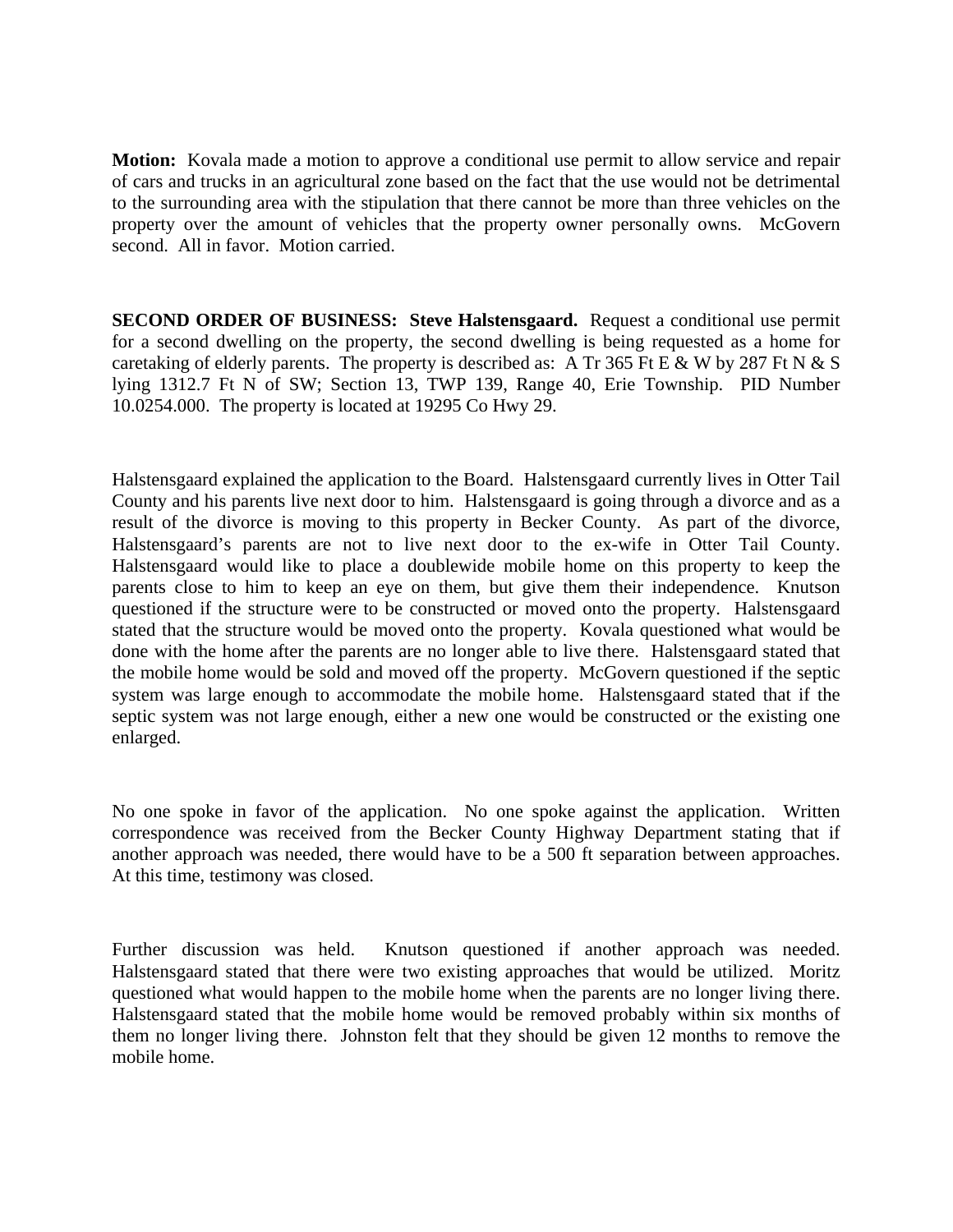**Motion:** Kovala made a motion to approve a conditional use permit to allow service and repair of cars and trucks in an agricultural zone based on the fact that the use would not be detrimental to the surrounding area with the stipulation that there cannot be more than three vehicles on the property over the amount of vehicles that the property owner personally owns. McGovern second. All in favor. Motion carried.

**SECOND ORDER OF BUSINESS: Steve Halstensgaard.** Request a conditional use permit for a second dwelling on the property, the second dwelling is being requested as a home for caretaking of elderly parents. The property is described as: A Tr 365 Ft E & W by 287 Ft N & S lying 1312.7 Ft N of SW; Section 13, TWP 139, Range 40, Erie Township. PID Number 10.0254.000. The property is located at 19295 Co Hwy 29.

Halstensgaard explained the application to the Board. Halstensgaard currently lives in Otter Tail County and his parents live next door to him. Halstensgaard is going through a divorce and as a result of the divorce is moving to this property in Becker County. As part of the divorce, Halstensgaard's parents are not to live next door to the ex-wife in Otter Tail County. Halstensgaard would like to place a doublewide mobile home on this property to keep the parents close to him to keep an eye on them, but give them their independence. Knutson questioned if the structure were to be constructed or moved onto the property. Halstensgaard stated that the structure would be moved onto the property. Kovala questioned what would be done with the home after the parents are no longer able to live there. Halstensgaard stated that the mobile home would be sold and moved off the property. McGovern questioned if the septic system was large enough to accommodate the mobile home. Halstensgaard stated that if the septic system was not large enough, either a new one would be constructed or the existing one enlarged.

No one spoke in favor of the application. No one spoke against the application. Written correspondence was received from the Becker County Highway Department stating that if another approach was needed, there would have to be a 500 ft separation between approaches. At this time, testimony was closed.

Further discussion was held. Knutson questioned if another approach was needed. Halstensgaard stated that there were two existing approaches that would be utilized. Moritz questioned what would happen to the mobile home when the parents are no longer living there. Halstensgaard stated that the mobile home would be removed probably within six months of them no longer living there. Johnston felt that they should be given 12 months to remove the mobile home.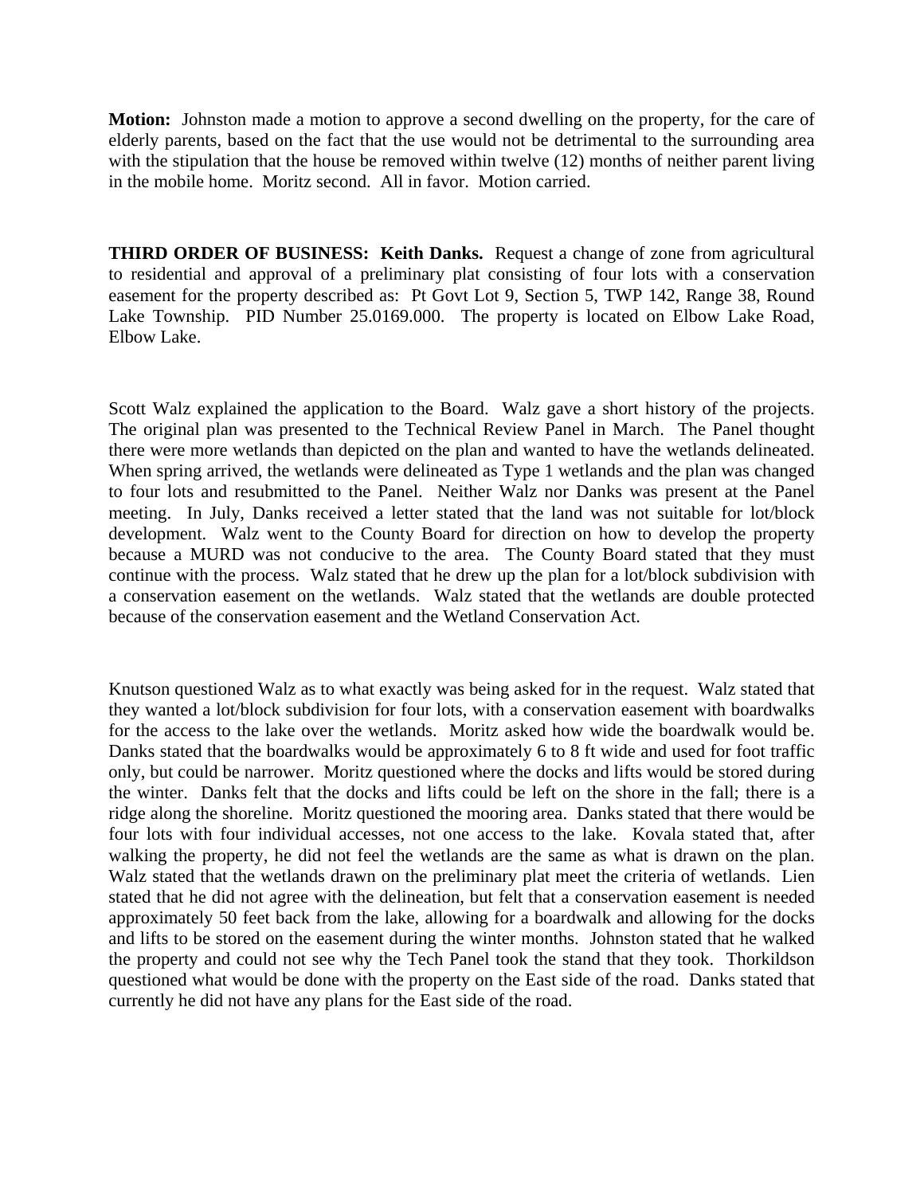**Motion:** Johnston made a motion to approve a second dwelling on the property, for the care of elderly parents, based on the fact that the use would not be detrimental to the surrounding area with the stipulation that the house be removed within twelve (12) months of neither parent living in the mobile home. Moritz second. All in favor. Motion carried.

**THIRD ORDER OF BUSINESS: Keith Danks.** Request a change of zone from agricultural to residential and approval of a preliminary plat consisting of four lots with a conservation easement for the property described as: Pt Govt Lot 9, Section 5, TWP 142, Range 38, Round Lake Township. PID Number 25.0169.000. The property is located on Elbow Lake Road, Elbow Lake.

Scott Walz explained the application to the Board. Walz gave a short history of the projects. The original plan was presented to the Technical Review Panel in March. The Panel thought there were more wetlands than depicted on the plan and wanted to have the wetlands delineated. When spring arrived, the wetlands were delineated as Type 1 wetlands and the plan was changed to four lots and resubmitted to the Panel. Neither Walz nor Danks was present at the Panel meeting. In July, Danks received a letter stated that the land was not suitable for lot/block development. Walz went to the County Board for direction on how to develop the property because a MURD was not conducive to the area. The County Board stated that they must continue with the process. Walz stated that he drew up the plan for a lot/block subdivision with a conservation easement on the wetlands. Walz stated that the wetlands are double protected because of the conservation easement and the Wetland Conservation Act.

Knutson questioned Walz as to what exactly was being asked for in the request. Walz stated that they wanted a lot/block subdivision for four lots, with a conservation easement with boardwalks for the access to the lake over the wetlands. Moritz asked how wide the boardwalk would be. Danks stated that the boardwalks would be approximately 6 to 8 ft wide and used for foot traffic only, but could be narrower. Moritz questioned where the docks and lifts would be stored during the winter. Danks felt that the docks and lifts could be left on the shore in the fall; there is a ridge along the shoreline. Moritz questioned the mooring area. Danks stated that there would be four lots with four individual accesses, not one access to the lake. Kovala stated that, after walking the property, he did not feel the wetlands are the same as what is drawn on the plan. Walz stated that the wetlands drawn on the preliminary plat meet the criteria of wetlands. Lien stated that he did not agree with the delineation, but felt that a conservation easement is needed approximately 50 feet back from the lake, allowing for a boardwalk and allowing for the docks and lifts to be stored on the easement during the winter months. Johnston stated that he walked the property and could not see why the Tech Panel took the stand that they took. Thorkildson questioned what would be done with the property on the East side of the road. Danks stated that currently he did not have any plans for the East side of the road.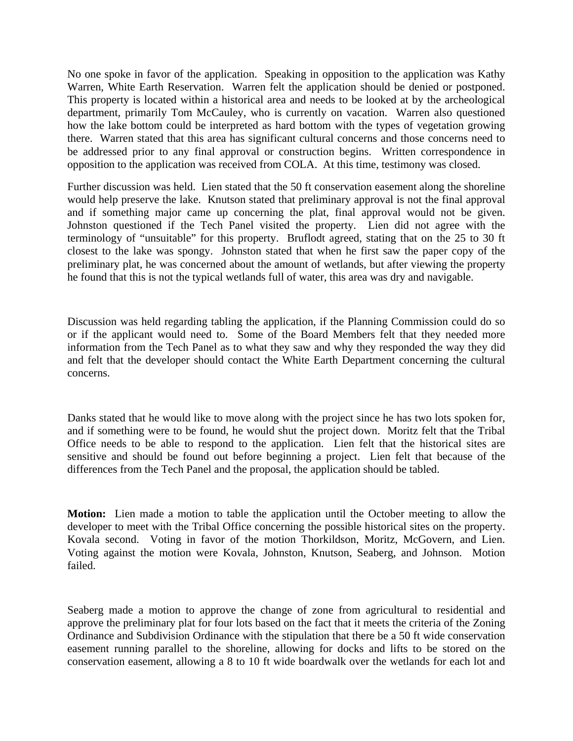No one spoke in favor of the application. Speaking in opposition to the application was Kathy Warren, White Earth Reservation. Warren felt the application should be denied or postponed. This property is located within a historical area and needs to be looked at by the archeological department, primarily Tom McCauley, who is currently on vacation. Warren also questioned how the lake bottom could be interpreted as hard bottom with the types of vegetation growing there. Warren stated that this area has significant cultural concerns and those concerns need to be addressed prior to any final approval or construction begins. Written correspondence in opposition to the application was received from COLA. At this time, testimony was closed.

Further discussion was held. Lien stated that the 50 ft conservation easement along the shoreline would help preserve the lake. Knutson stated that preliminary approval is not the final approval and if something major came up concerning the plat, final approval would not be given. Johnston questioned if the Tech Panel visited the property. Lien did not agree with the terminology of "unsuitable" for this property. Bruflodt agreed, stating that on the 25 to 30 ft closest to the lake was spongy. Johnston stated that when he first saw the paper copy of the preliminary plat, he was concerned about the amount of wetlands, but after viewing the property he found that this is not the typical wetlands full of water, this area was dry and navigable.

Discussion was held regarding tabling the application, if the Planning Commission could do so or if the applicant would need to. Some of the Board Members felt that they needed more information from the Tech Panel as to what they saw and why they responded the way they did and felt that the developer should contact the White Earth Department concerning the cultural concerns.

Danks stated that he would like to move along with the project since he has two lots spoken for, and if something were to be found, he would shut the project down. Moritz felt that the Tribal Office needs to be able to respond to the application. Lien felt that the historical sites are sensitive and should be found out before beginning a project. Lien felt that because of the differences from the Tech Panel and the proposal, the application should be tabled.

**Motion:** Lien made a motion to table the application until the October meeting to allow the developer to meet with the Tribal Office concerning the possible historical sites on the property. Kovala second. Voting in favor of the motion Thorkildson, Moritz, McGovern, and Lien. Voting against the motion were Kovala, Johnston, Knutson, Seaberg, and Johnson. Motion failed.

Seaberg made a motion to approve the change of zone from agricultural to residential and approve the preliminary plat for four lots based on the fact that it meets the criteria of the Zoning Ordinance and Subdivision Ordinance with the stipulation that there be a 50 ft wide conservation easement running parallel to the shoreline, allowing for docks and lifts to be stored on the conservation easement, allowing a 8 to 10 ft wide boardwalk over the wetlands for each lot and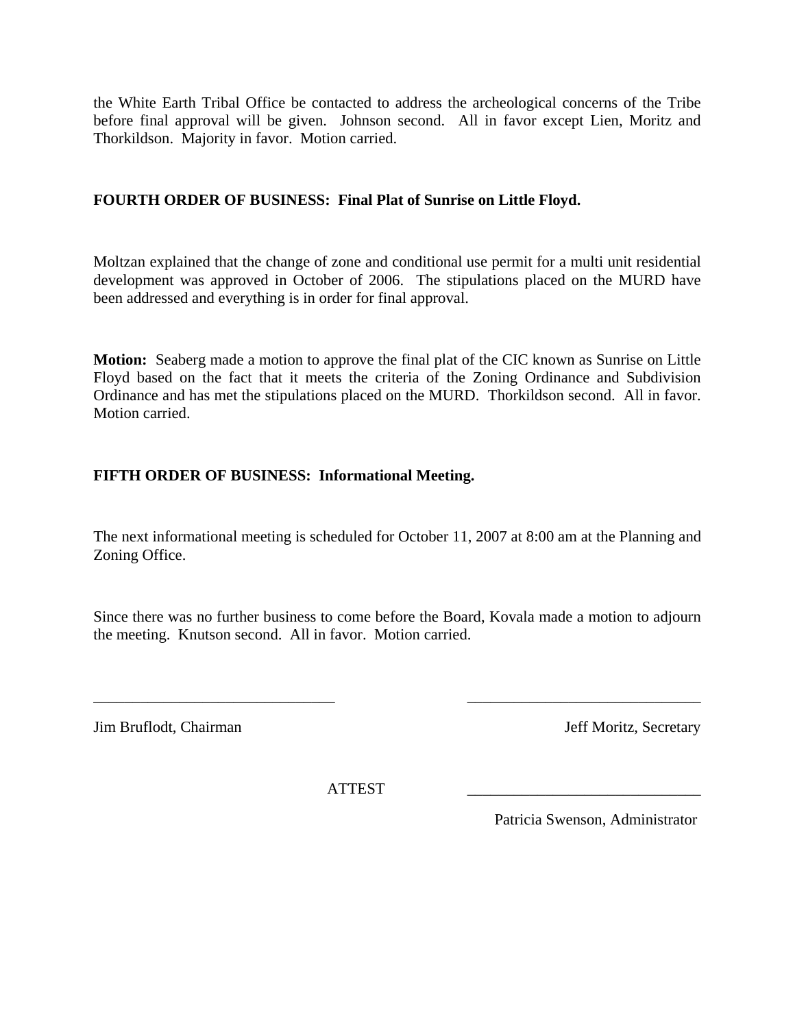the White Earth Tribal Office be contacted to address the archeological concerns of the Tribe before final approval will be given. Johnson second. All in favor except Lien, Moritz and Thorkildson. Majority in favor. Motion carried.

**FOURTH ORDER OF BUSINESS: Final Plat of Sunrise on Little Floyd.**

Moltzan explained that the change of zone and conditional use permit for a multi unit residential development was approved in October of 2006. The stipulations placed on the MURD have been addressed and everything is in order for final approval.

**Motion:** Seaberg made a motion to approve the final plat of the CIC known as Sunrise on Little Floyd based on the fact that it meets the criteria of the Zoning Ordinance and Subdivision Ordinance and has met the stipulations placed on the MURD. Thorkildson second. All in favor. Motion carried.

**FIFTH ORDER OF BUSINESS: Informational Meeting.**

The next informational meeting is scheduled for October 11, 2007 at 8:00 am at the Planning and Zoning Office.

Since there was no further business to come before the Board, Kovala made a motion to adjourn the meeting. Knutson second. All in favor. Motion carried.

\_\_\_\_\_\_\_\_\_\_\_\_\_\_\_\_\_\_\_\_\_\_\_\_\_\_\_\_\_\_\_ \_\_\_\_\_\_\_\_\_\_\_\_\_\_\_\_\_\_\_\_\_\_\_\_\_\_\_\_\_\_\_

Jim Bruflodt, Chairman Jeff Moritz, Secretary

ATTEST \_\_\_\_\_\_\_\_\_\_\_\_\_\_\_\_\_\_\_\_\_\_\_\_\_\_\_\_\_\_\_

Patricia Swenson, Administrator